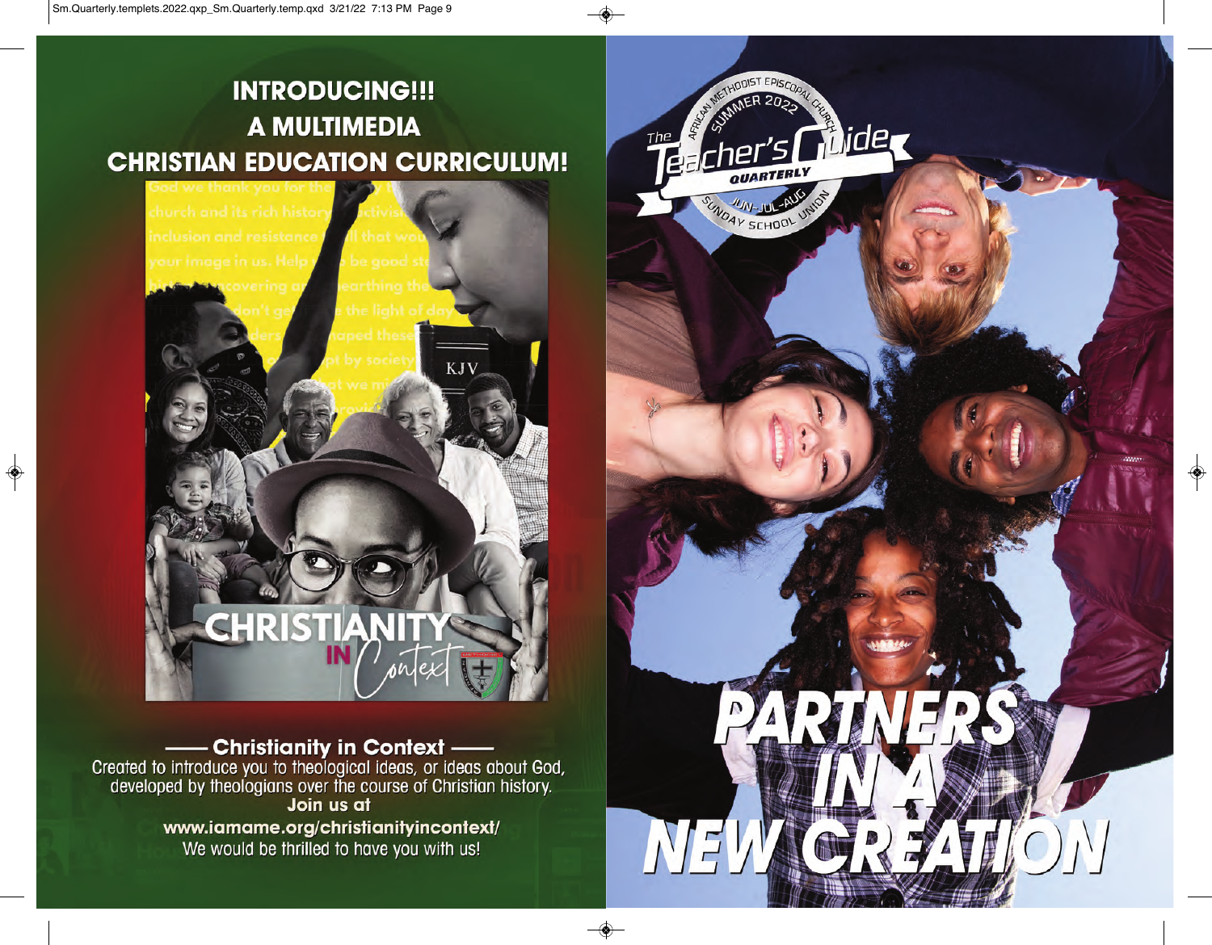# INTRODUCING!!!
# A MULTIMEDIA
# CHRISTIAN EDUCATION CURRICULUM!

CHRISTIANITY IN Context

**—— Christianity in Context ——**

Created to introduce you to theological ideas, or ideas about God, developed by theologians over the course of Christian history.

**Join us at**

**www.iamame.org/christianityincontext/**

We would be thrilled to have you with us!

African Methodist Episcopal Church
Summer 2022

# The Teacher's Guide

QUARTERLY

JUN-JUL-AUG

Sunday School Union

# PARTNERS IN A NEW CREATION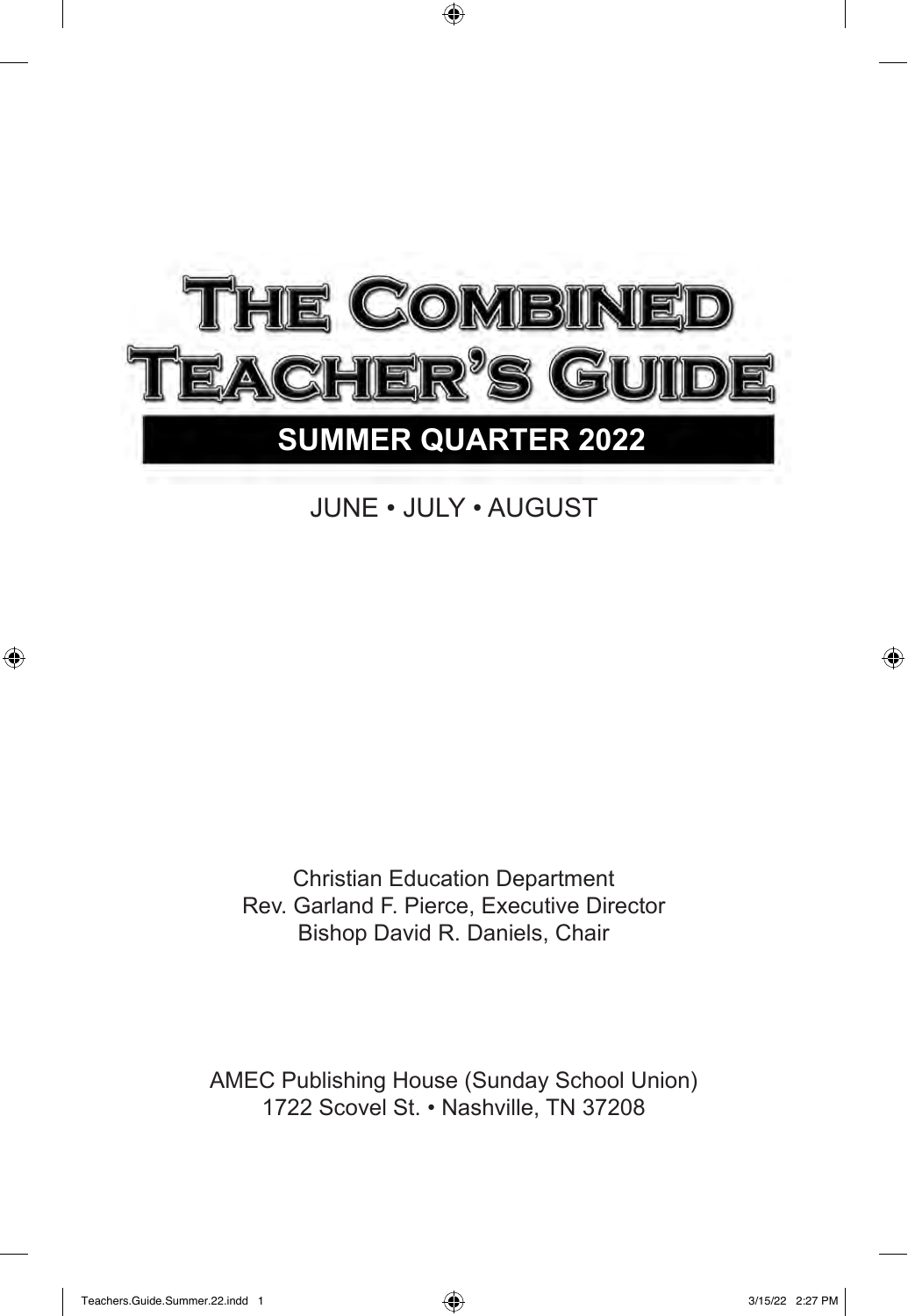# THE COMBINED TEACHER'S GUIDE

## SUMMER QUARTER 2022

JUNE • JULY • AUGUST

Christian Education Department
Rev. Garland F. Pierce, Executive Director
Bishop David R. Daniels, Chair

AMEC Publishing House (Sunday School Union)
1722 Scovel St. • Nashville, TN 37208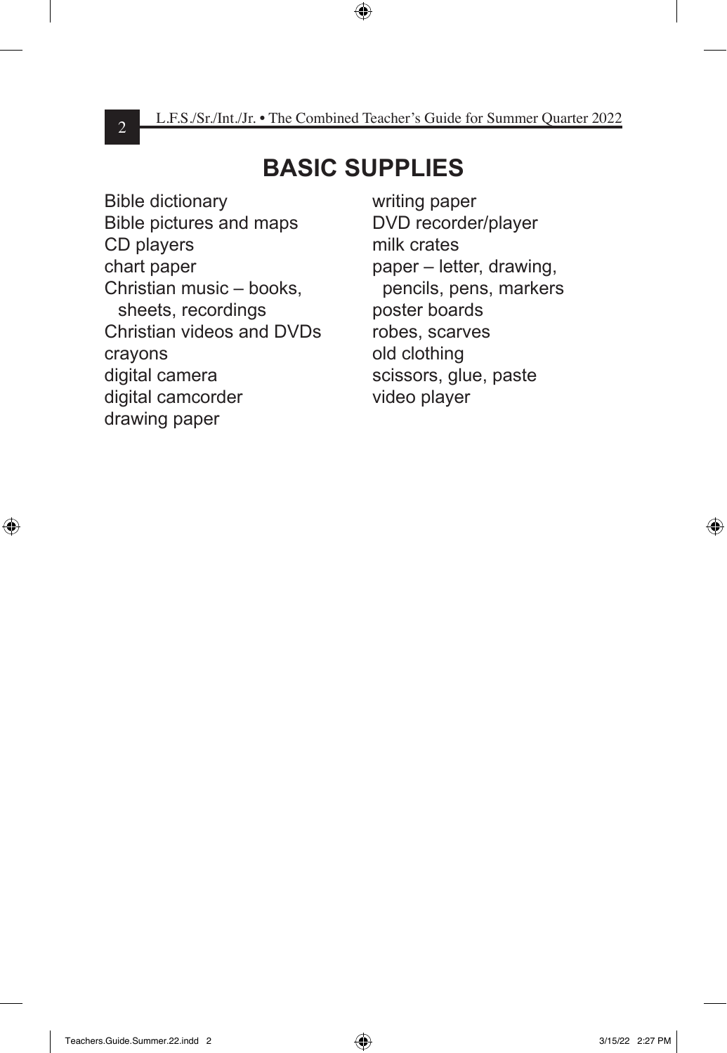# BASIC SUPPLIES

Bible dictionary
Bible pictures and maps
CD players
chart paper
Christian music – books, sheets, recordings
Christian videos and DVDs
crayons
digital camera
digital camcorder
drawing paper
writing paper
DVD recorder/player
milk crates
paper – letter, drawing, pencils, pens, markers
poster boards
robes, scarves
old clothing
scissors, glue, paste
video player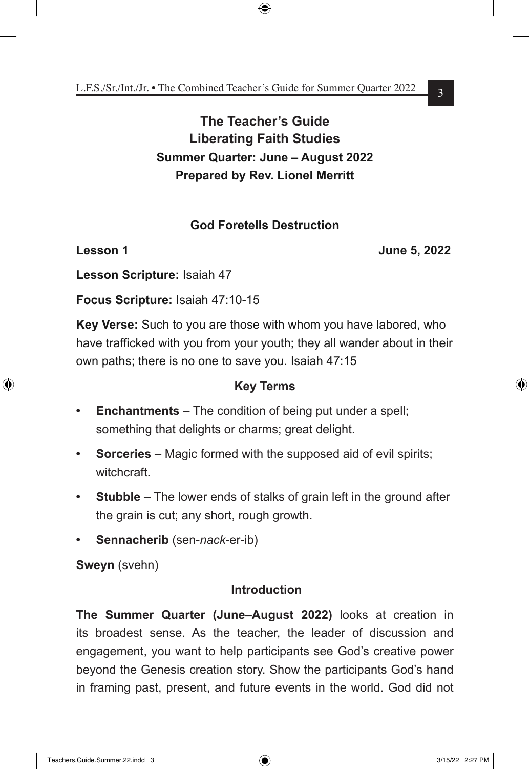# The Teacher's Guide
## Liberating Faith Studies
### Summer Quarter: June – August 2022
### Prepared by Rev. Lionel Merritt

**God Foretells Destruction**

**Lesson 1** **June 5, 2022**

**Lesson Scripture:** Isaiah 47

**Focus Scripture:** Isaiah 47:10-15

**Key Verse:** Such to you are those with whom you have labored, who have trafficked with you from your youth; they all wander about in their own paths; there is no one to save you. Isaiah 47:15

**Key Terms**

- **Enchantments** – The condition of being put under a spell; something that delights or charms; great delight.
- **Sorceries** – Magic formed with the supposed aid of evil spirits; witchcraft.
- **Stubble** – The lower ends of stalks of grain left in the ground after the grain is cut; any short, rough growth.
- **Sennacherib** (sen-*nack*-er-ib)

**Sweyn** (svehn)

**Introduction**

**The Summer Quarter (June–August 2022)** looks at creation in its broadest sense. As the teacher, the leader of discussion and engagement, you want to help participants see God's creative power beyond the Genesis creation story. Show the participants God's hand in framing past, present, and future events in the world. God did not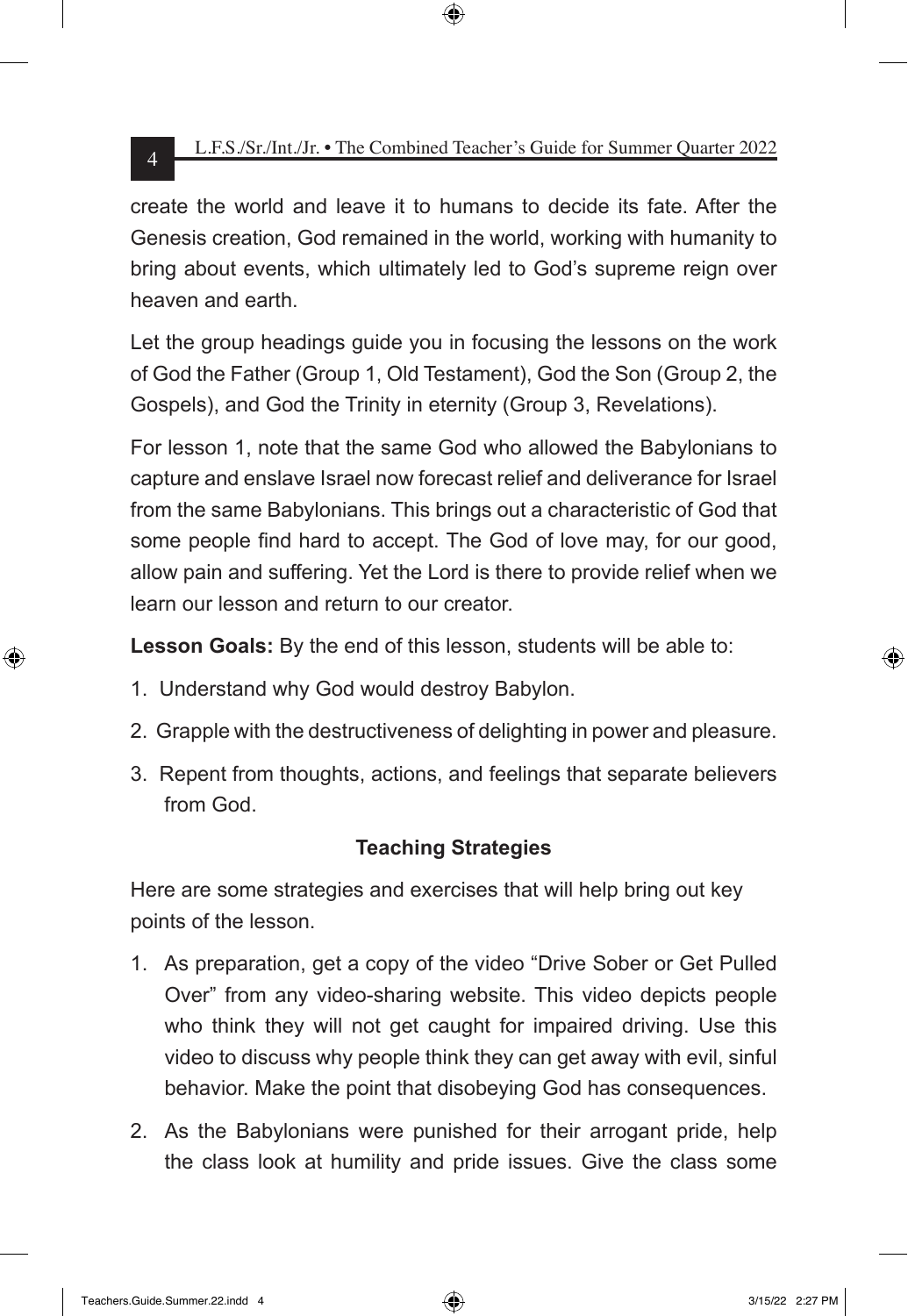create the world and leave it to humans to decide its fate. After the Genesis creation, God remained in the world, working with humanity to bring about events, which ultimately led to God's supreme reign over heaven and earth.

Let the group headings guide you in focusing the lessons on the work of God the Father (Group 1, Old Testament), God the Son (Group 2, the Gospels), and God the Trinity in eternity (Group 3, Revelations).

For lesson 1, note that the same God who allowed the Babylonians to capture and enslave Israel now forecast relief and deliverance for Israel from the same Babylonians. This brings out a characteristic of God that some people find hard to accept. The God of love may, for our good, allow pain and suffering. Yet the Lord is there to provide relief when we learn our lesson and return to our creator.

**Lesson Goals:** By the end of this lesson, students will be able to:

1. Understand why God would destroy Babylon.
2. Grapple with the destructiveness of delighting in power and pleasure.
3. Repent from thoughts, actions, and feelings that separate believers from God.

### Teaching Strategies

Here are some strategies and exercises that will help bring out key points of the lesson.

1. As preparation, get a copy of the video "Drive Sober or Get Pulled Over" from any video-sharing website. This video depicts people who think they will not get caught for impaired driving. Use this video to discuss why people think they can get away with evil, sinful behavior. Make the point that disobeying God has consequences.
2. As the Babylonians were punished for their arrogant pride, help the class look at humility and pride issues. Give the class some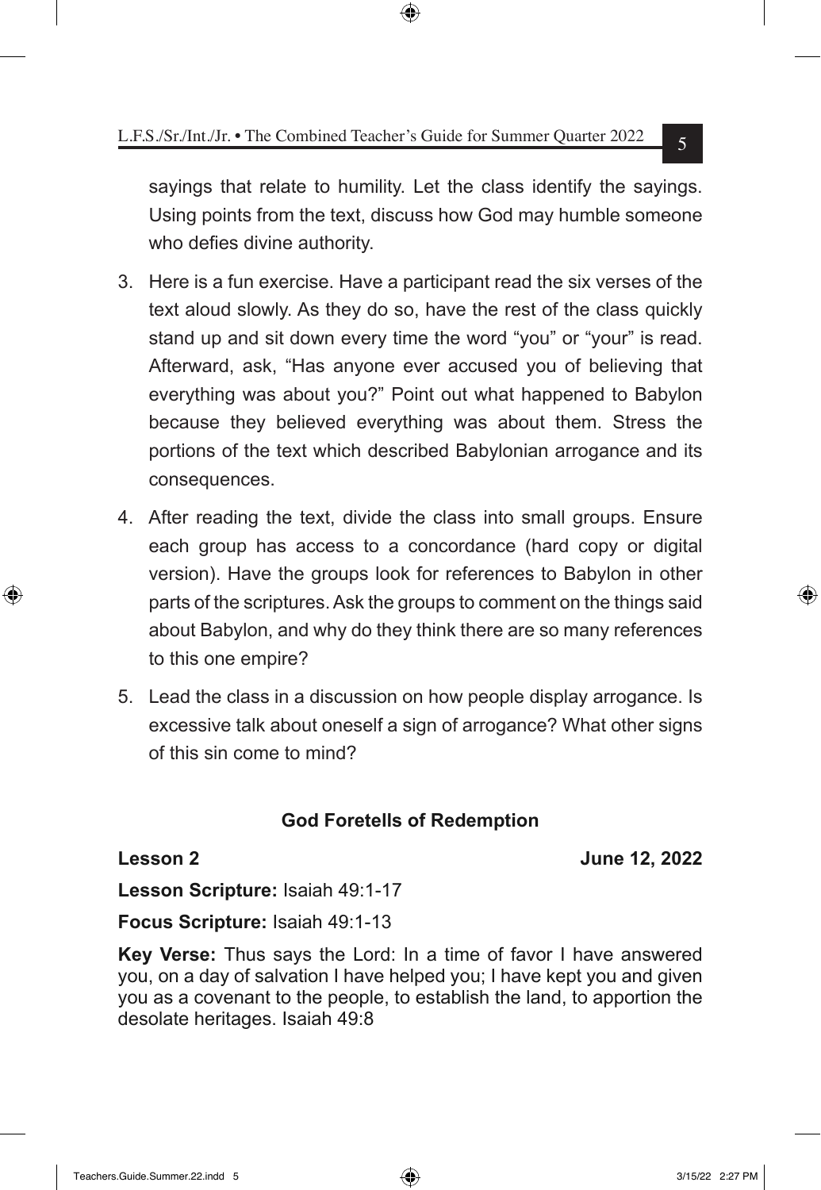sayings that relate to humility. Let the class identify the sayings. Using points from the text, discuss how God may humble someone who defies divine authority.

3. Here is a fun exercise. Have a participant read the six verses of the text aloud slowly. As they do so, have the rest of the class quickly stand up and sit down every time the word "you" or "your" is read. Afterward, ask, "Has anyone ever accused you of believing that everything was about you?" Point out what happened to Babylon because they believed everything was about them. Stress the portions of the text which described Babylonian arrogance and its consequences.

4. After reading the text, divide the class into small groups. Ensure each group has access to a concordance (hard copy or digital version). Have the groups look for references to Babylon in other parts of the scriptures. Ask the groups to comment on the things said about Babylon, and why do they think there are so many references to this one empire?

5. Lead the class in a discussion on how people display arrogance. Is excessive talk about oneself a sign of arrogance? What other signs of this sin come to mind?

## God Foretells of Redemption

**Lesson 2** **June 12, 2022**

**Lesson Scripture:** Isaiah 49:1-17

**Focus Scripture:** Isaiah 49:1-13

**Key Verse:** Thus says the Lord: In a time of favor I have answered you, on a day of salvation I have helped you; I have kept you and given you as a covenant to the people, to establish the land, to apportion the desolate heritages. Isaiah 49:8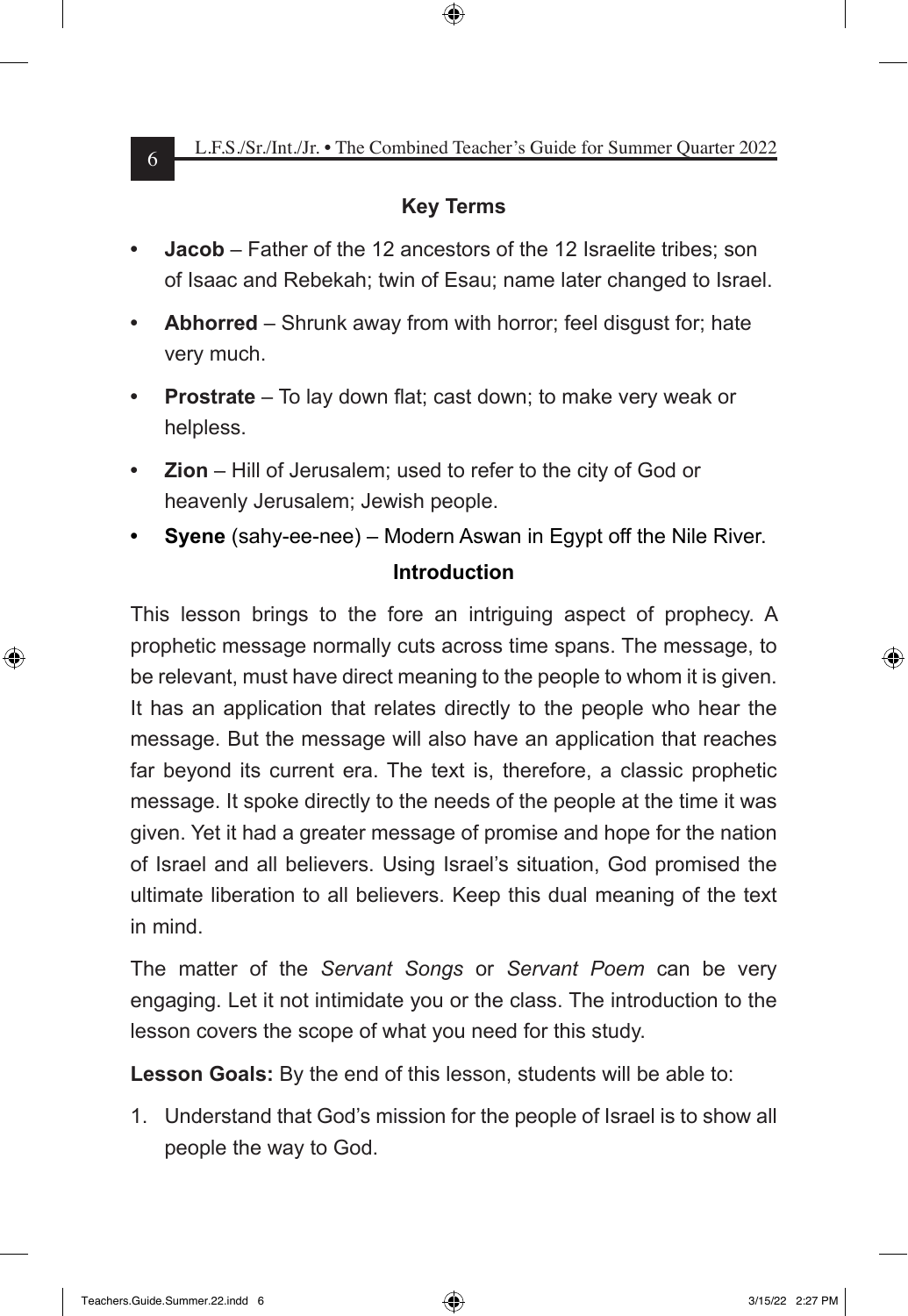## Key Terms

- **Jacob** – Father of the 12 ancestors of the 12 Israelite tribes; son of Isaac and Rebekah; twin of Esau; name later changed to Israel.
- **Abhorred** – Shrunk away from with horror; feel disgust for; hate very much.
- **Prostrate** – To lay down flat; cast down; to make very weak or helpless.
- **Zion** – Hill of Jerusalem; used to refer to the city of God or heavenly Jerusalem; Jewish people.
- **Syene** (sahy-ee-nee) – Modern Aswan in Egypt off the Nile River.

## Introduction

This lesson brings to the fore an intriguing aspect of prophecy. A prophetic message normally cuts across time spans. The message, to be relevant, must have direct meaning to the people to whom it is given. It has an application that relates directly to the people who hear the message. But the message will also have an application that reaches far beyond its current era. The text is, therefore, a classic prophetic message. It spoke directly to the needs of the people at the time it was given. Yet it had a greater message of promise and hope for the nation of Israel and all believers. Using Israel's situation, God promised the ultimate liberation to all believers. Keep this dual meaning of the text in mind.

The matter of the *Servant Songs* or *Servant Poem* can be very engaging. Let it not intimidate you or the class. The introduction to the lesson covers the scope of what you need for this study.

**Lesson Goals:** By the end of this lesson, students will be able to:

1. Understand that God's mission for the people of Israel is to show all people the way to God.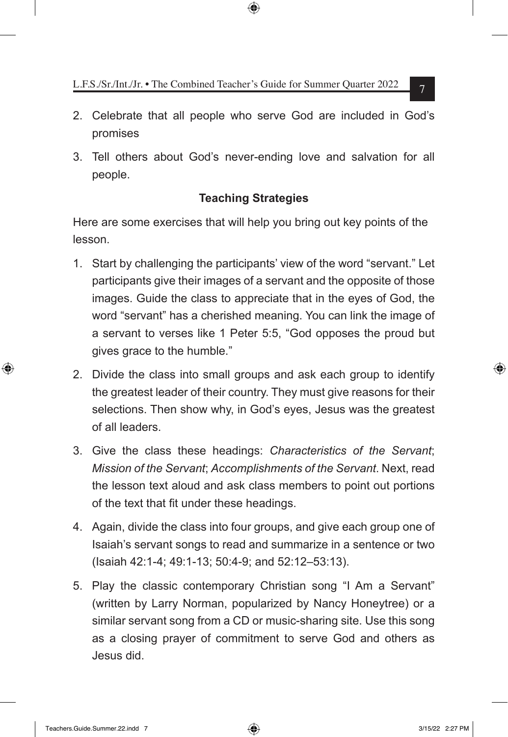2. Celebrate that all people who serve God are included in God's promises
3. Tell others about God's never-ending love and salvation for all people.

**Teaching Strategies**

Here are some exercises that will help you bring out key points of the lesson.

1. Start by challenging the participants' view of the word "servant." Let participants give their images of a servant and the opposite of those images. Guide the class to appreciate that in the eyes of God, the word "servant" has a cherished meaning. You can link the image of a servant to verses like 1 Peter 5:5, "God opposes the proud but gives grace to the humble."
2. Divide the class into small groups and ask each group to identify the greatest leader of their country. They must give reasons for their selections. Then show why, in God's eyes, Jesus was the greatest of all leaders.
3. Give the class these headings: *Characteristics of the Servant*; *Mission of the Servant*; *Accomplishments of the Servant*. Next, read the lesson text aloud and ask class members to point out portions of the text that fit under these headings.
4. Again, divide the class into four groups, and give each group one of Isaiah's servant songs to read and summarize in a sentence or two (Isaiah 42:1-4; 49:1-13; 50:4-9; and 52:12–53:13).
5. Play the classic contemporary Christian song "I Am a Servant" (written by Larry Norman, popularized by Nancy Honeytree) or a similar servant song from a CD or music-sharing site. Use this song as a closing prayer of commitment to serve God and others as Jesus did.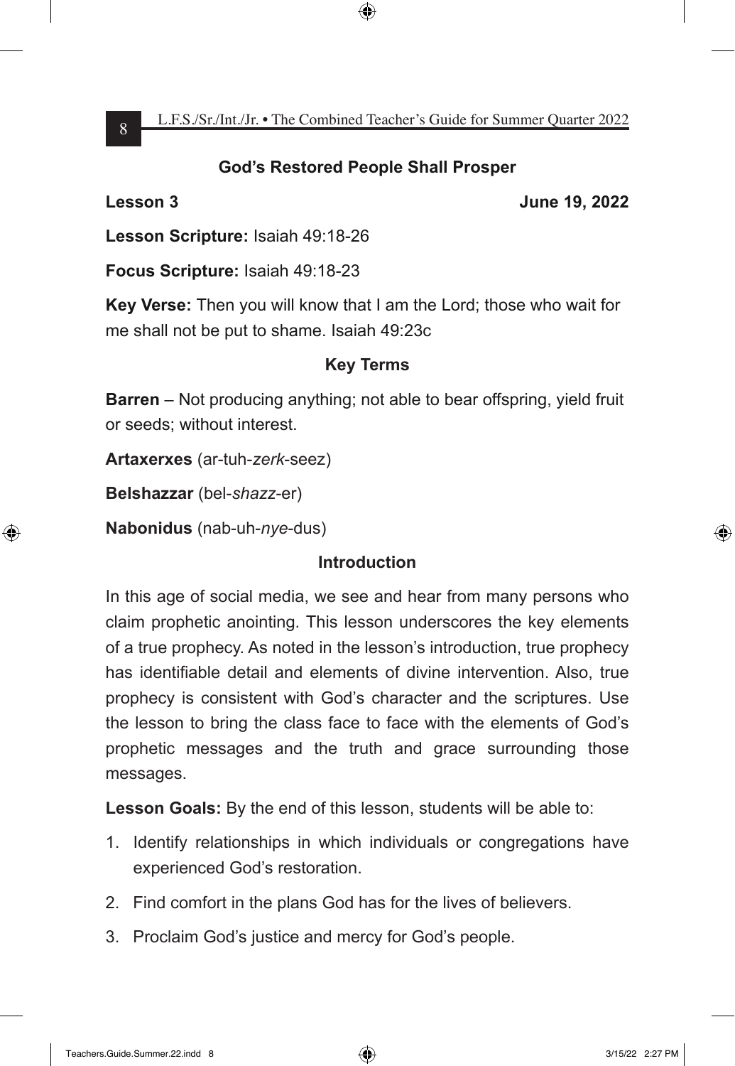## God's Restored People Shall Prosper

**Lesson 3** **June 19, 2022**

**Lesson Scripture:** Isaiah 49:18-26

**Focus Scripture:** Isaiah 49:18-23

**Key Verse:** Then you will know that I am the Lord; those who wait for me shall not be put to shame. Isaiah 49:23c

### Key Terms

**Barren** – Not producing anything; not able to bear offspring, yield fruit or seeds; without interest.

**Artaxerxes** (ar-tuh-*zerk*-seez)

**Belshazzar** (bel-*shazz*-er)

**Nabonidus** (nab-uh-*nye*-dus)

### Introduction

In this age of social media, we see and hear from many persons who claim prophetic anointing. This lesson underscores the key elements of a true prophecy. As noted in the lesson's introduction, true prophecy has identifiable detail and elements of divine intervention. Also, true prophecy is consistent with God's character and the scriptures. Use the lesson to bring the class face to face with the elements of God's prophetic messages and the truth and grace surrounding those messages.

**Lesson Goals:** By the end of this lesson, students will be able to:

1. Identify relationships in which individuals or congregations have experienced God's restoration.
2. Find comfort in the plans God has for the lives of believers.
3. Proclaim God's justice and mercy for God's people.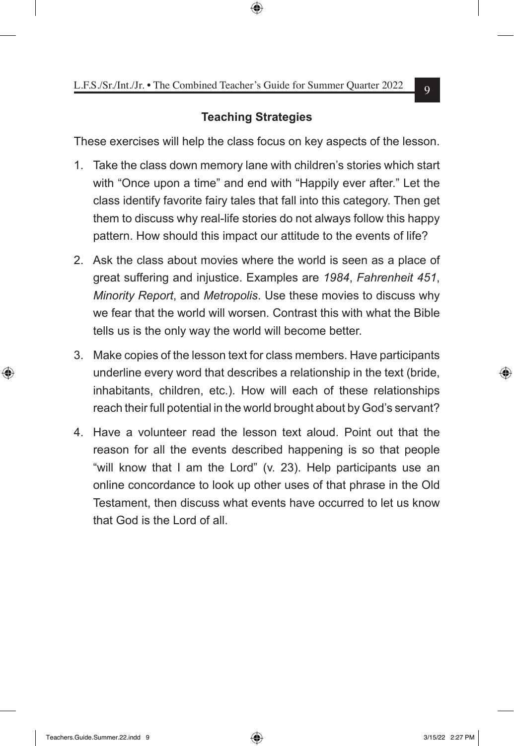### Teaching Strategies

These exercises will help the class focus on key aspects of the lesson.

1. Take the class down memory lane with children's stories which start with "Once upon a time" and end with "Happily ever after." Let the class identify favorite fairy tales that fall into this category. Then get them to discuss why real-life stories do not always follow this happy pattern. How should this impact our attitude to the events of life?

2. Ask the class about movies where the world is seen as a place of great suffering and injustice. Examples are *1984*, *Fahrenheit 451*, *Minority Report*, and *Metropolis*. Use these movies to discuss why we fear that the world will worsen. Contrast this with what the Bible tells us is the only way the world will become better.

3. Make copies of the lesson text for class members. Have participants underline every word that describes a relationship in the text (bride, inhabitants, children, etc.). How will each of these relationships reach their full potential in the world brought about by God's servant?

4. Have a volunteer read the lesson text aloud. Point out that the reason for all the events described happening is so that people "will know that I am the Lord" (v. 23). Help participants use an online concordance to look up other uses of that phrase in the Old Testament, then discuss what events have occurred to let us know that God is the Lord of all.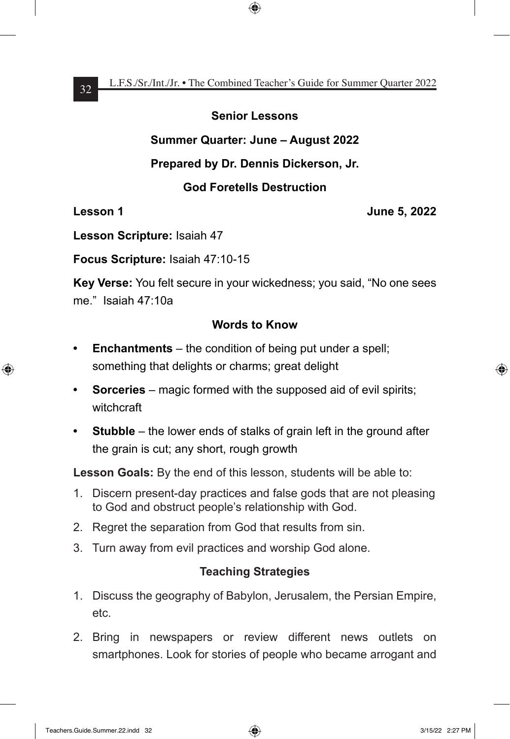## Senior Lessons

**Summer Quarter: June – August 2022**

**Prepared by Dr. Dennis Dickerson, Jr.**

### God Foretells Destruction

**Lesson 1** **June 5, 2022**

**Lesson Scripture:** Isaiah 47

**Focus Scripture:** Isaiah 47:10-15

**Key Verse:** You felt secure in your wickedness; you said, "No one sees me." Isaiah 47:10a

### Words to Know

- **Enchantments** – the condition of being put under a spell; something that delights or charms; great delight
- **Sorceries** – magic formed with the supposed aid of evil spirits; witchcraft
- **Stubble** – the lower ends of stalks of grain left in the ground after the grain is cut; any short, rough growth

**Lesson Goals:** By the end of this lesson, students will be able to:

1. Discern present-day practices and false gods that are not pleasing to God and obstruct people's relationship with God.
2. Regret the separation from God that results from sin.
3. Turn away from evil practices and worship God alone.

### Teaching Strategies

1. Discuss the geography of Babylon, Jerusalem, the Persian Empire, etc.
2. Bring in newspapers or review different news outlets on smartphones. Look for stories of people who became arrogant and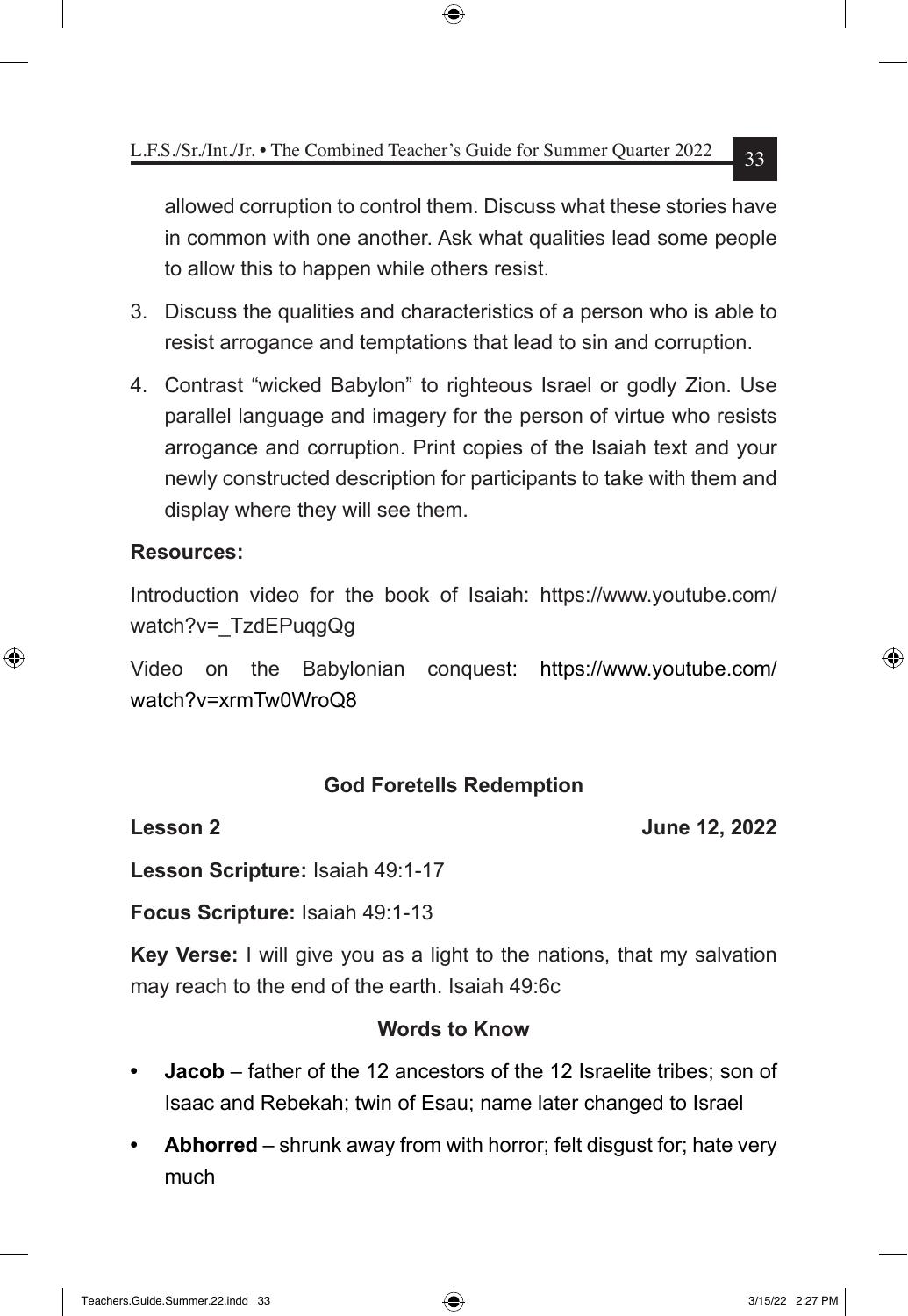allowed corruption to control them. Discuss what these stories have in common with one another. Ask what qualities lead some people to allow this to happen while others resist.

3. Discuss the qualities and characteristics of a person who is able to resist arrogance and temptations that lead to sin and corruption.

4. Contrast "wicked Babylon" to righteous Israel or godly Zion. Use parallel language and imagery for the person of virtue who resists arrogance and corruption. Print copies of the Isaiah text and your newly constructed description for participants to take with them and display where they will see them.

**Resources:**

Introduction video for the book of Isaiah: https://www.youtube.com/watch?v=_TzdEPuqgQg

Video on the Babylonian conquest: https://www.youtube.com/watch?v=xrmTw0WroQ8

## God Foretells Redemption

**Lesson 2** **June 12, 2022**

**Lesson Scripture:** Isaiah 49:1-17

**Focus Scripture:** Isaiah 49:1-13

**Key Verse:** I will give you as a light to the nations, that my salvation may reach to the end of the earth. Isaiah 49:6c

### Words to Know

- **Jacob** – father of the 12 ancestors of the 12 Israelite tribes; son of Isaac and Rebekah; twin of Esau; name later changed to Israel
- **Abhorred** – shrunk away from with horror; felt disgust for; hate very much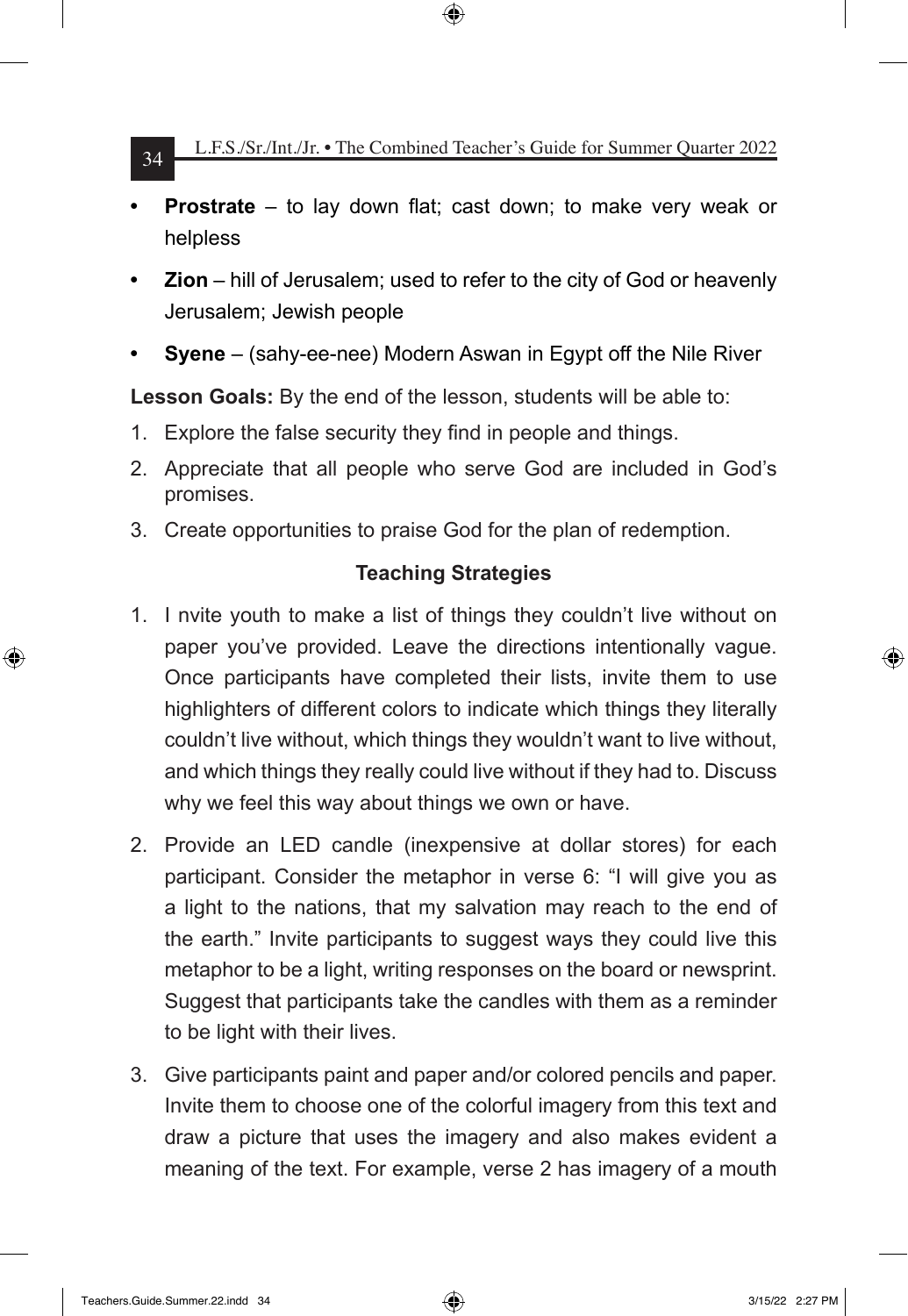- **Prostrate** – to lay down flat; cast down; to make very weak or helpless
- **Zion** – hill of Jerusalem; used to refer to the city of God or heavenly Jerusalem; Jewish people
- **Syene** – (sahy-ee-nee) Modern Aswan in Egypt off the Nile River

**Lesson Goals:** By the end of the lesson, students will be able to:

1. Explore the false security they find in people and things.
2. Appreciate that all people who serve God are included in God's promises.
3. Create opportunities to praise God for the plan of redemption.

### Teaching Strategies

1. I nvite youth to make a list of things they couldn't live without on paper you've provided. Leave the directions intentionally vague. Once participants have completed their lists, invite them to use highlighters of different colors to indicate which things they literally couldn't live without, which things they wouldn't want to live without, and which things they really could live without if they had to. Discuss why we feel this way about things we own or have.
2. Provide an LED candle (inexpensive at dollar stores) for each participant. Consider the metaphor in verse 6: "I will give you as a light to the nations, that my salvation may reach to the end of the earth." Invite participants to suggest ways they could live this metaphor to be a light, writing responses on the board or newsprint. Suggest that participants take the candles with them as a reminder to be light with their lives.
3. Give participants paint and paper and/or colored pencils and paper. Invite them to choose one of the colorful imagery from this text and draw a picture that uses the imagery and also makes evident a meaning of the text. For example, verse 2 has imagery of a mouth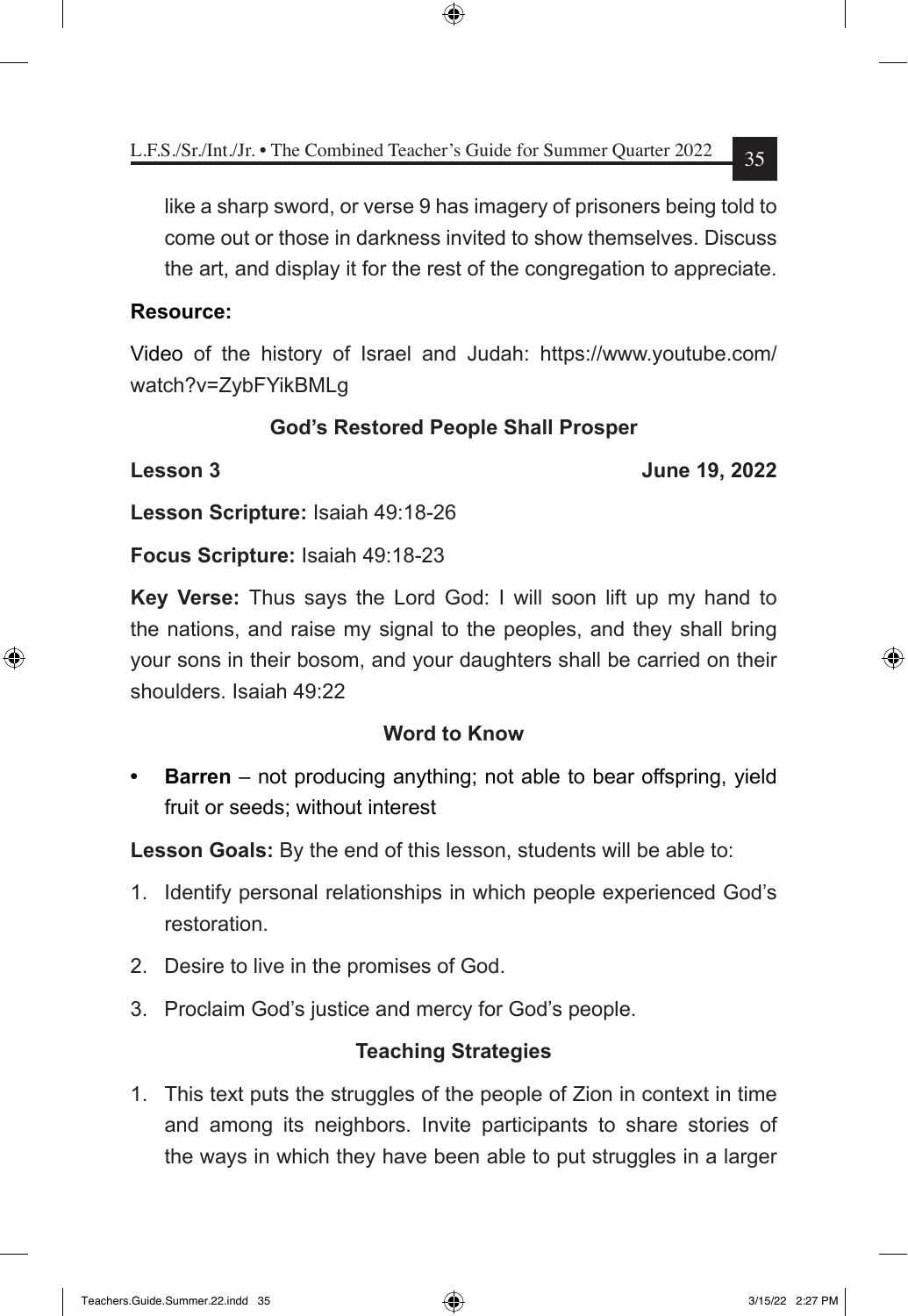like a sharp sword, or verse 9 has imagery of prisoners being told to come out or those in darkness invited to show themselves. Discuss the art, and display it for the rest of the congregation to appreciate.

**Resource:**

Video of the history of Israel and Judah: https://www.youtube.com/watch?v=ZybFYikBMLg

### God's Restored People Shall Prosper

**Lesson 3** **June 19, 2022**

**Lesson Scripture:** Isaiah 49:18-26

**Focus Scripture:** Isaiah 49:18-23

**Key Verse:** Thus says the Lord God: I will soon lift up my hand to the nations, and raise my signal to the peoples, and they shall bring your sons in their bosom, and your daughters shall be carried on their shoulders. Isaiah 49:22

### Word to Know

- **Barren** – not producing anything; not able to bear offspring, yield fruit or seeds; without interest

**Lesson Goals:** By the end of this lesson, students will be able to:

1. Identify personal relationships in which people experienced God's restoration.
2. Desire to live in the promises of God.
3. Proclaim God's justice and mercy for God's people.

### Teaching Strategies

1. This text puts the struggles of the people of Zion in context in time and among its neighbors. Invite participants to share stories of the ways in which they have been able to put struggles in a larger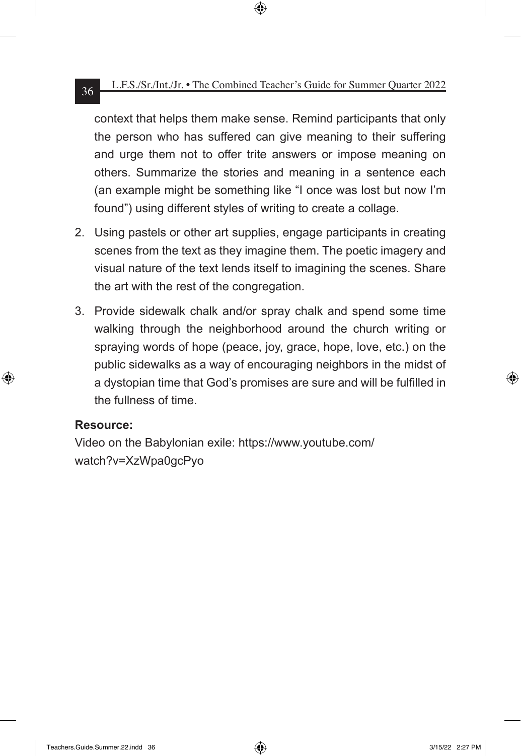context that helps them make sense. Remind participants that only the person who has suffered can give meaning to their suffering and urge them not to offer trite answers or impose meaning on others. Summarize the stories and meaning in a sentence each (an example might be something like "I once was lost but now I'm found") using different styles of writing to create a collage.

2. Using pastels or other art supplies, engage participants in creating scenes from the text as they imagine them. The poetic imagery and visual nature of the text lends itself to imagining the scenes. Share the art with the rest of the congregation.

3. Provide sidewalk chalk and/or spray chalk and spend some time walking through the neighborhood around the church writing or spraying words of hope (peace, joy, grace, hope, love, etc.) on the public sidewalks as a way of encouraging neighbors in the midst of a dystopian time that God's promises are sure and will be fulfilled in the fullness of time.

**Resource:**

Video on the Babylonian exile: https://www.youtube.com/watch?v=XzWpa0gcPyo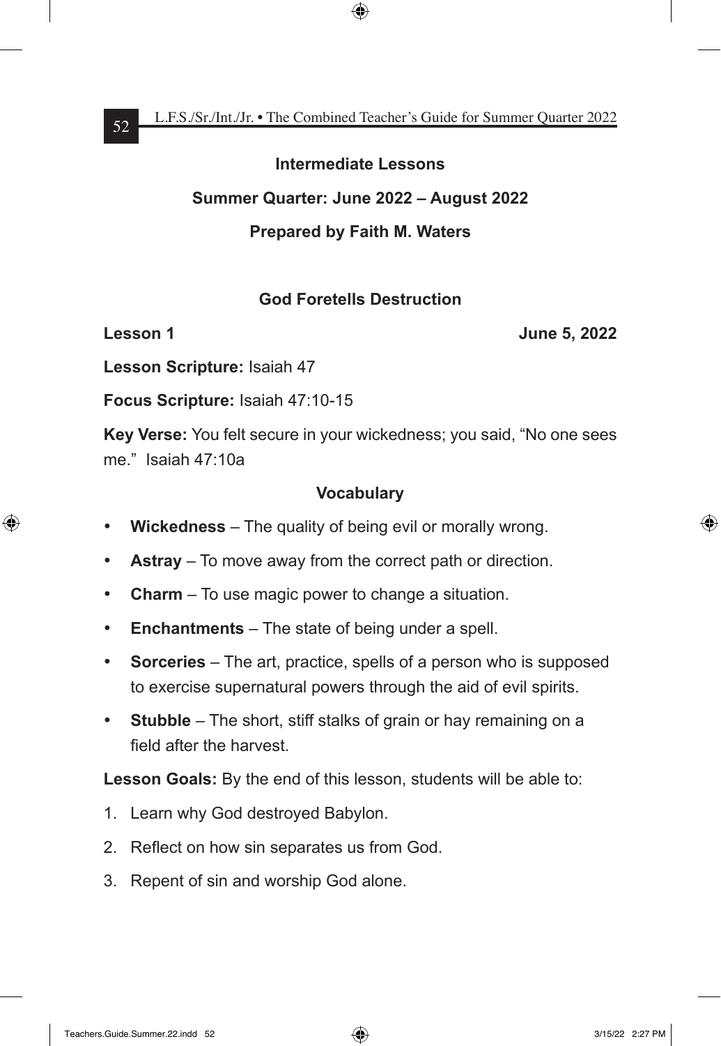## Intermediate Lessons

## Summer Quarter: June 2022 – August 2022

## Prepared by Faith M. Waters

### God Foretells Destruction

**Lesson 1** **June 5, 2022**

**Lesson Scripture:** Isaiah 47

**Focus Scripture:** Isaiah 47:10-15

**Key Verse:** You felt secure in your wickedness; you said, "No one sees me." Isaiah 47:10a

#### Vocabulary

- **Wickedness** – The quality of being evil or morally wrong.
- **Astray** – To move away from the correct path or direction.
- **Charm** – To use magic power to change a situation.
- **Enchantments** – The state of being under a spell.
- **Sorceries** – The art, practice, spells of a person who is supposed to exercise supernatural powers through the aid of evil spirits.
- **Stubble** – The short, stiff stalks of grain or hay remaining on a field after the harvest.

**Lesson Goals:** By the end of this lesson, students will be able to:

1. Learn why God destroyed Babylon.
2. Reflect on how sin separates us from God.
3. Repent of sin and worship God alone.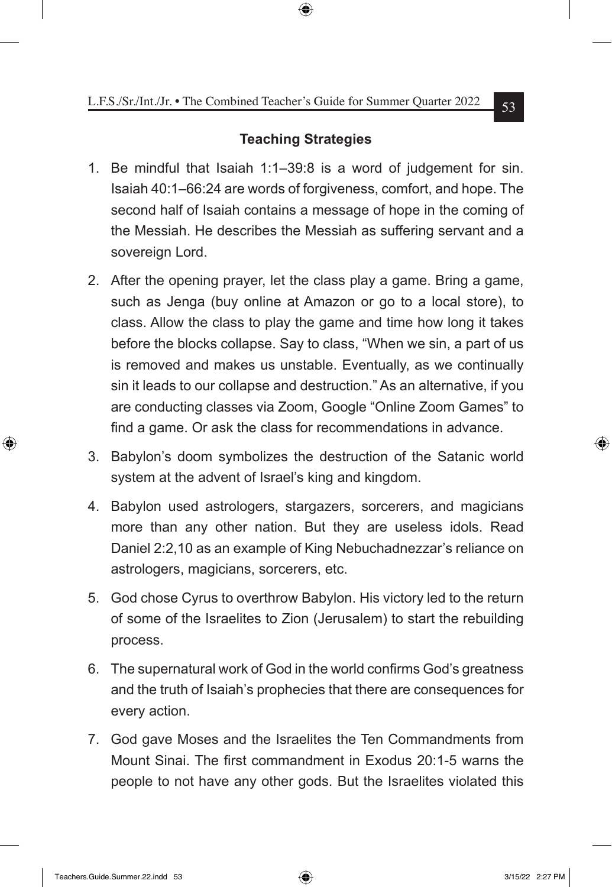### Teaching Strategies

1. Be mindful that Isaiah 1:1–39:8 is a word of judgement for sin. Isaiah 40:1–66:24 are words of forgiveness, comfort, and hope. The second half of Isaiah contains a message of hope in the coming of the Messiah. He describes the Messiah as suffering servant and a sovereign Lord.
2. After the opening prayer, let the class play a game. Bring a game, such as Jenga (buy online at Amazon or go to a local store), to class. Allow the class to play the game and time how long it takes before the blocks collapse. Say to class, "When we sin, a part of us is removed and makes us unstable. Eventually, as we continually sin it leads to our collapse and destruction." As an alternative, if you are conducting classes via Zoom, Google "Online Zoom Games" to find a game. Or ask the class for recommendations in advance.
3. Babylon's doom symbolizes the destruction of the Satanic world system at the advent of Israel's king and kingdom.
4. Babylon used astrologers, stargazers, sorcerers, and magicians more than any other nation. But they are useless idols. Read Daniel 2:2,10 as an example of King Nebuchadnezzar's reliance on astrologers, magicians, sorcerers, etc.
5. God chose Cyrus to overthrow Babylon. His victory led to the return of some of the Israelites to Zion (Jerusalem) to start the rebuilding process.
6. The supernatural work of God in the world confirms God's greatness and the truth of Isaiah's prophecies that there are consequences for every action.
7. God gave Moses and the Israelites the Ten Commandments from Mount Sinai. The first commandment in Exodus 20:1-5 warns the people to not have any other gods. But the Israelites violated this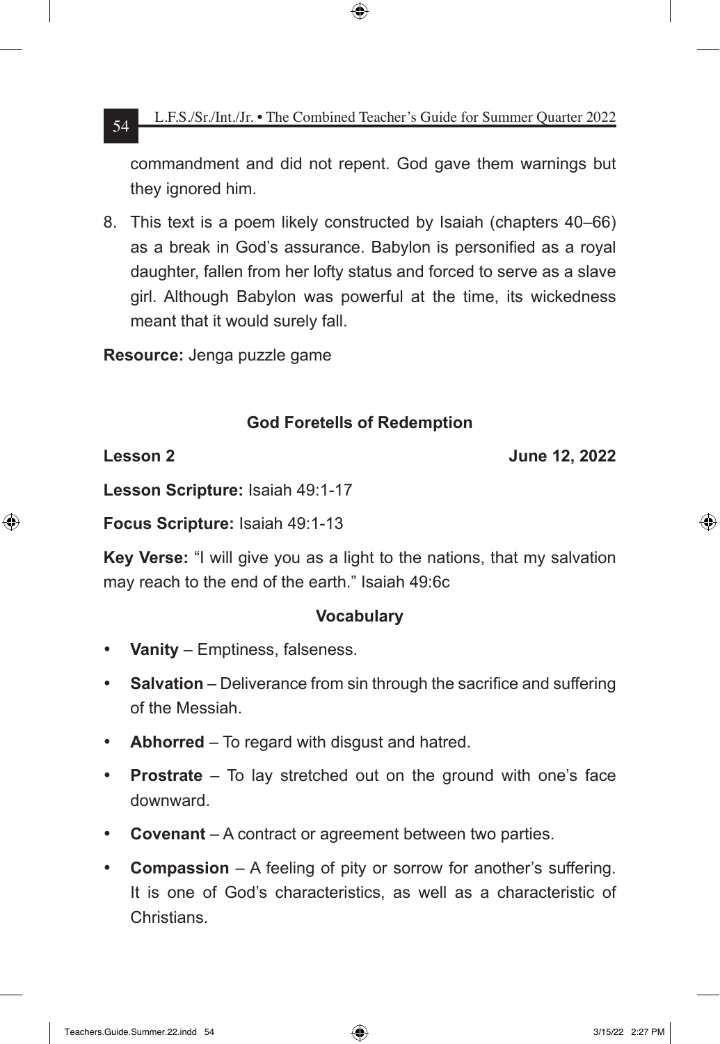commandment and did not repent. God gave them warnings but they ignored him.

8. This text is a poem likely constructed by Isaiah (chapters 40–66) as a break in God's assurance. Babylon is personified as a royal daughter, fallen from her lofty status and forced to serve as a slave girl. Although Babylon was powerful at the time, its wickedness meant that it would surely fall.

**Resource:** Jenga puzzle game

## God Foretells of Redemption

**Lesson 2** **June 12, 2022**

**Lesson Scripture:** Isaiah 49:1-17

**Focus Scripture:** Isaiah 49:1-13

**Key Verse:** "I will give you as a light to the nations, that my salvation may reach to the end of the earth." Isaiah 49:6c

### Vocabulary

- **Vanity** – Emptiness, falseness.
- **Salvation** – Deliverance from sin through the sacrifice and suffering of the Messiah.
- **Abhorred** – To regard with disgust and hatred.
- **Prostrate** – To lay stretched out on the ground with one's face downward.
- **Covenant** – A contract or agreement between two parties.
- **Compassion** – A feeling of pity or sorrow for another's suffering. It is one of God's characteristics, as well as a characteristic of Christians.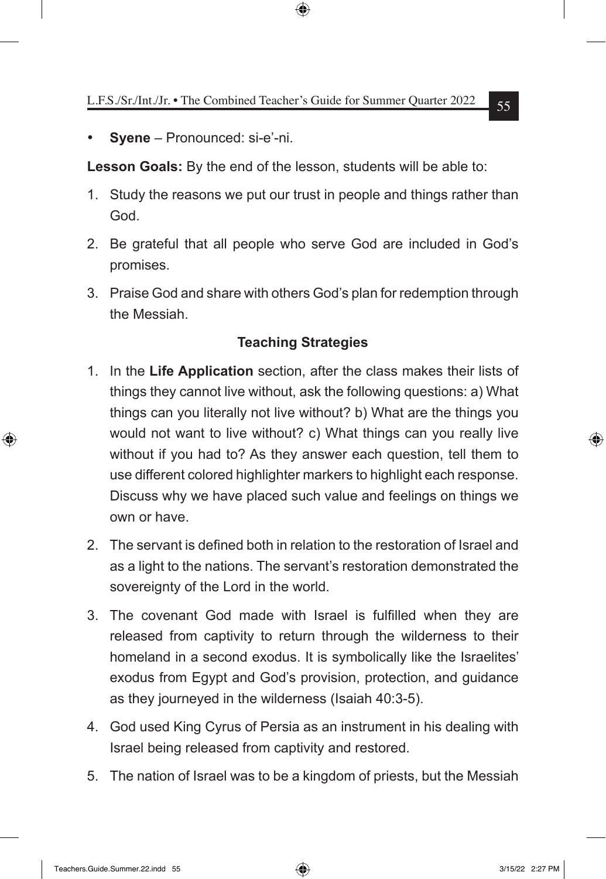- **Syene** – Pronounced: si-e'-ni.

**Lesson Goals:** By the end of the lesson, students will be able to:

1. Study the reasons we put our trust in people and things rather than God.
2. Be grateful that all people who serve God are included in God's promises.
3. Praise God and share with others God's plan for redemption through the Messiah.

### Teaching Strategies

1. In the **Life Application** section, after the class makes their lists of things they cannot live without, ask the following questions: a) What things can you literally not live without? b) What are the things you would not want to live without? c) What things can you really live without if you had to? As they answer each question, tell them to use different colored highlighter markers to highlight each response. Discuss why we have placed such value and feelings on things we own or have.
2. The servant is defined both in relation to the restoration of Israel and as a light to the nations. The servant's restoration demonstrated the sovereignty of the Lord in the world.
3. The covenant God made with Israel is fulfilled when they are released from captivity to return through the wilderness to their homeland in a second exodus. It is symbolically like the Israelites' exodus from Egypt and God's provision, protection, and guidance as they journeyed in the wilderness (Isaiah 40:3-5).
4. God used King Cyrus of Persia as an instrument in his dealing with Israel being released from captivity and restored.
5. The nation of Israel was to be a kingdom of priests, but the Messiah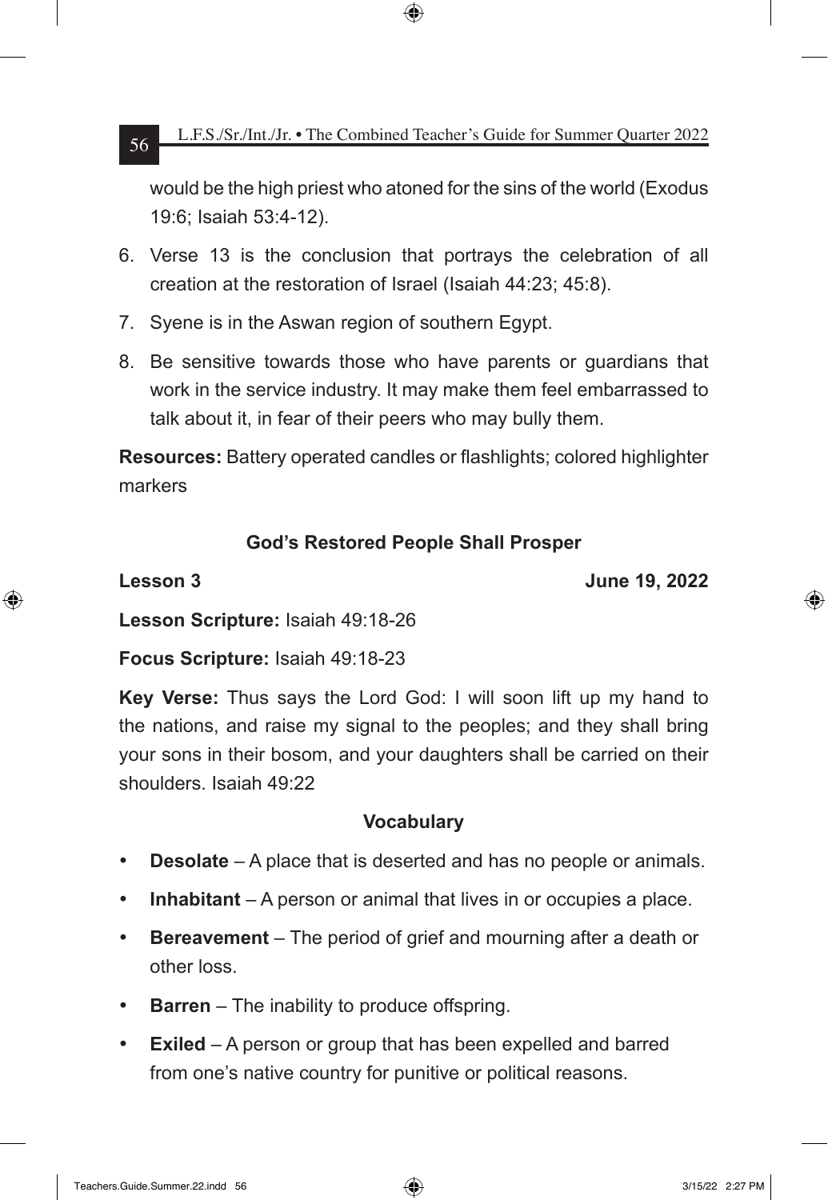would be the high priest who atoned for the sins of the world (Exodus 19:6; Isaiah 53:4-12).

6. Verse 13 is the conclusion that portrays the celebration of all creation at the restoration of Israel (Isaiah 44:23; 45:8).
7. Syene is in the Aswan region of southern Egypt.
8. Be sensitive towards those who have parents or guardians that work in the service industry. It may make them feel embarrassed to talk about it, in fear of their peers who may bully them.

**Resources:** Battery operated candles or flashlights; colored highlighter markers

## God's Restored People Shall Prosper

**Lesson 3** **June 19, 2022**

**Lesson Scripture:** Isaiah 49:18-26

**Focus Scripture:** Isaiah 49:18-23

**Key Verse:** Thus says the Lord God: I will soon lift up my hand to the nations, and raise my signal to the peoples; and they shall bring your sons in their bosom, and your daughters shall be carried on their shoulders. Isaiah 49:22

### Vocabulary

- **Desolate** – A place that is deserted and has no people or animals.
- **Inhabitant** – A person or animal that lives in or occupies a place.
- **Bereavement** – The period of grief and mourning after a death or other loss.
- **Barren** – The inability to produce offspring.
- **Exiled** – A person or group that has been expelled and barred from one's native country for punitive or political reasons.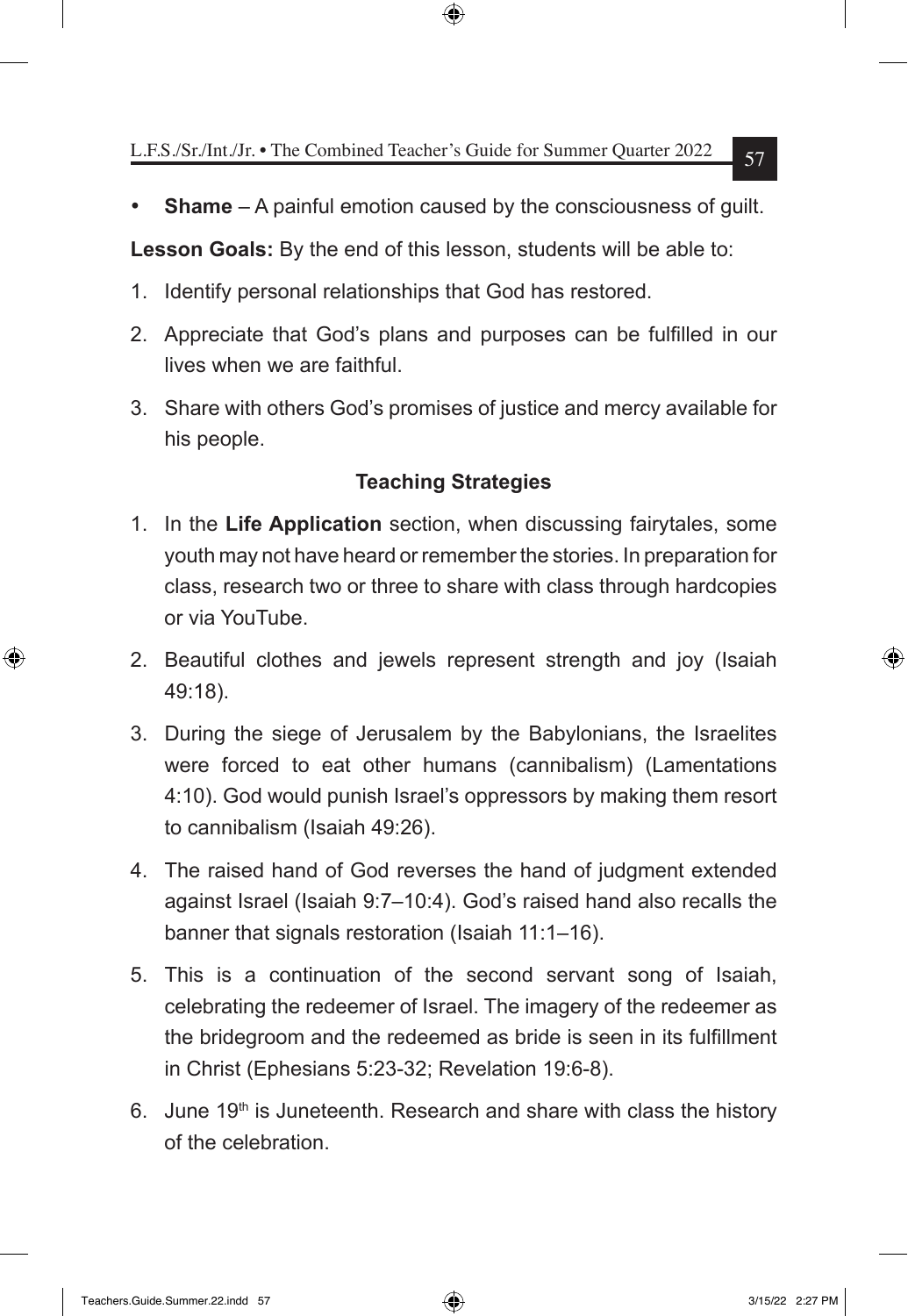- **Shame** – A painful emotion caused by the consciousness of guilt.

**Lesson Goals:** By the end of this lesson, students will be able to:

1. Identify personal relationships that God has restored.
2. Appreciate that God's plans and purposes can be fulfilled in our lives when we are faithful.
3. Share with others God's promises of justice and mercy available for his people.

### Teaching Strategies

1. In the **Life Application** section, when discussing fairytales, some youth may not have heard or remember the stories. In preparation for class, research two or three to share with class through hardcopies or via YouTube.
2. Beautiful clothes and jewels represent strength and joy (Isaiah 49:18).
3. During the siege of Jerusalem by the Babylonians, the Israelites were forced to eat other humans (cannibalism) (Lamentations 4:10). God would punish Israel's oppressors by making them resort to cannibalism (Isaiah 49:26).
4. The raised hand of God reverses the hand of judgment extended against Israel (Isaiah 9:7–10:4). God's raised hand also recalls the banner that signals restoration (Isaiah 11:1–16).
5. This is a continuation of the second servant song of Isaiah, celebrating the redeemer of Israel. The imagery of the redeemer as the bridegroom and the redeemed as bride is seen in its fulfillment in Christ (Ephesians 5:23-32; Revelation 19:6-8).
6. June 19th is Juneteenth. Research and share with class the history of the celebration.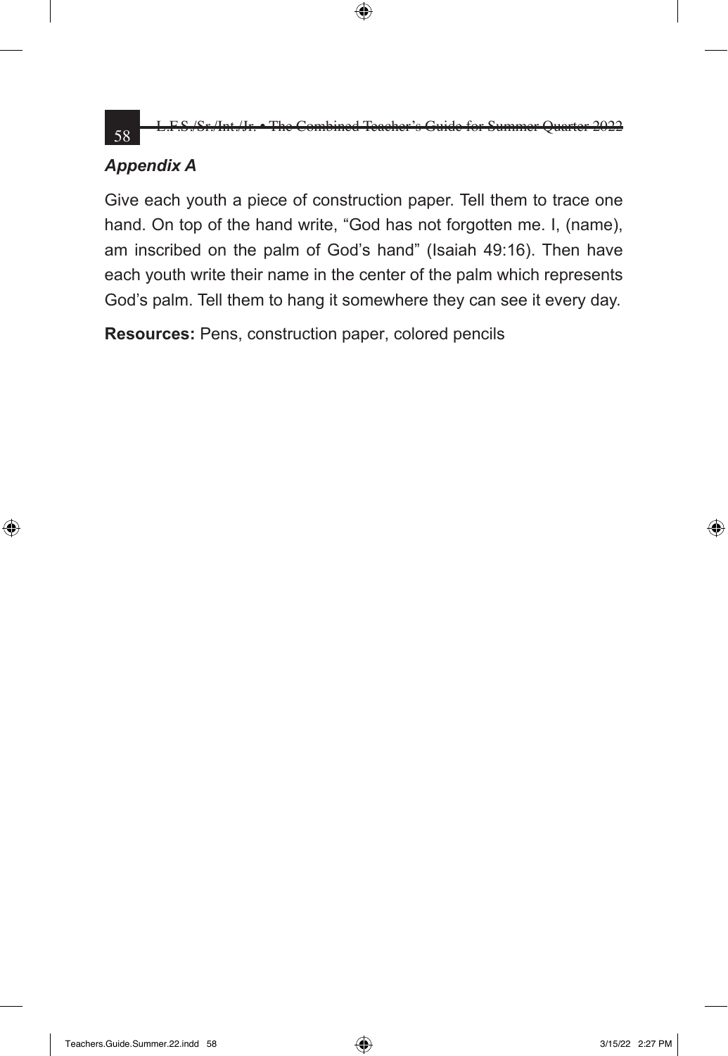## *Appendix A*

Give each youth a piece of construction paper. Tell them to trace one hand. On top of the hand write, “God has not forgotten me. I, (name), am inscribed on the palm of God’s hand” (Isaiah 49:16). Then have each youth write their name in the center of the palm which represents God’s palm. Tell them to hang it somewhere they can see it every day.

**Resources:** Pens, construction paper, colored pencils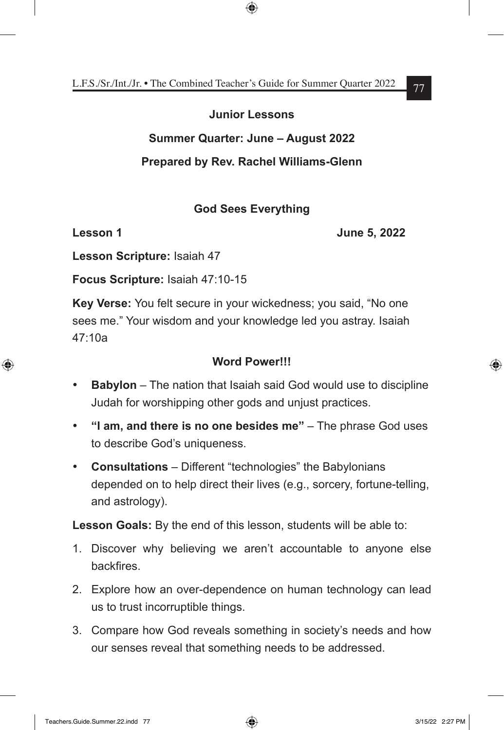## Junior Lessons

### Summer Quarter: June – August 2022

### Prepared by Rev. Rachel Williams-Glenn

### God Sees Everything

**Lesson 1** **June 5, 2022**

**Lesson Scripture:** Isaiah 47

**Focus Scripture:** Isaiah 47:10-15

**Key Verse:** You felt secure in your wickedness; you said, "No one sees me." Your wisdom and your knowledge led you astray. Isaiah 47:10a

**Word Power!!!**

- **Babylon** – The nation that Isaiah said God would use to discipline Judah for worshipping other gods and unjust practices.
- **"I am, and there is no one besides me"** – The phrase God uses to describe God's uniqueness.
- **Consultations** – Different "technologies" the Babylonians depended on to help direct their lives (e.g., sorcery, fortune-telling, and astrology).

**Lesson Goals:** By the end of this lesson, students will be able to:

1. Discover why believing we aren't accountable to anyone else backfires.
2. Explore how an over-dependence on human technology can lead us to trust incorruptible things.
3. Compare how God reveals something in society's needs and how our senses reveal that something needs to be addressed.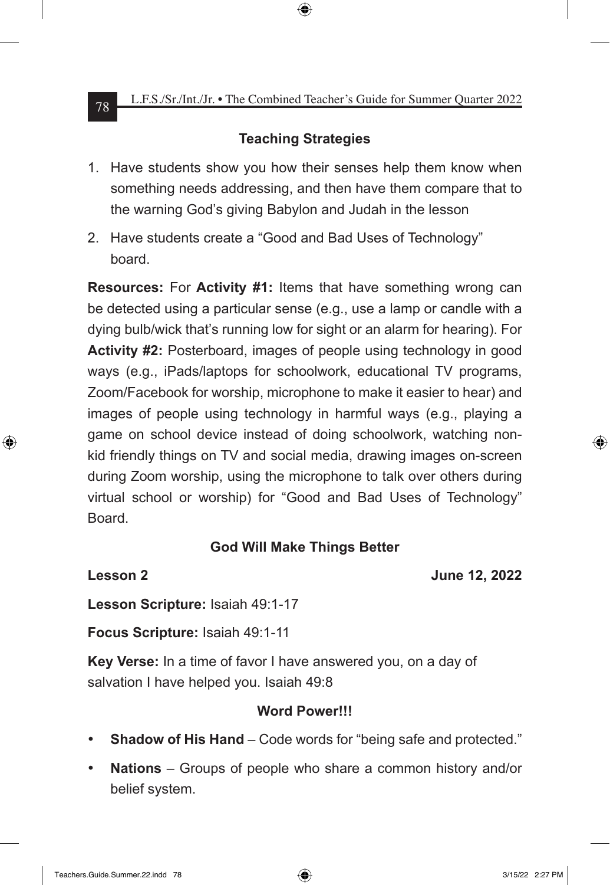### Teaching Strategies

1. Have students show you how their senses help them know when something needs addressing, and then have them compare that to the warning God's giving Babylon and Judah in the lesson
2. Have students create a "Good and Bad Uses of Technology" board.

**Resources:** For **Activity #1:** Items that have something wrong can be detected using a particular sense (e.g., use a lamp or candle with a dying bulb/wick that's running low for sight or an alarm for hearing). For **Activity #2:** Posterboard, images of people using technology in good ways (e.g., iPads/laptops for schoolwork, educational TV programs, Zoom/Facebook for worship, microphone to make it easier to hear) and images of people using technology in harmful ways (e.g., playing a game on school device instead of doing schoolwork, watching non-kid friendly things on TV and social media, drawing images on-screen during Zoom worship, using the microphone to talk over others during virtual school or worship) for "Good and Bad Uses of Technology" Board.

### God Will Make Things Better

**Lesson 2** **June 12, 2022**

**Lesson Scripture:** Isaiah 49:1-17

**Focus Scripture:** Isaiah 49:1-11

**Key Verse:** In a time of favor I have answered you, on a day of salvation I have helped you. Isaiah 49:8

### Word Power!!!

- **Shadow of His Hand** – Code words for "being safe and protected."
- **Nations** – Groups of people who share a common history and/or belief system.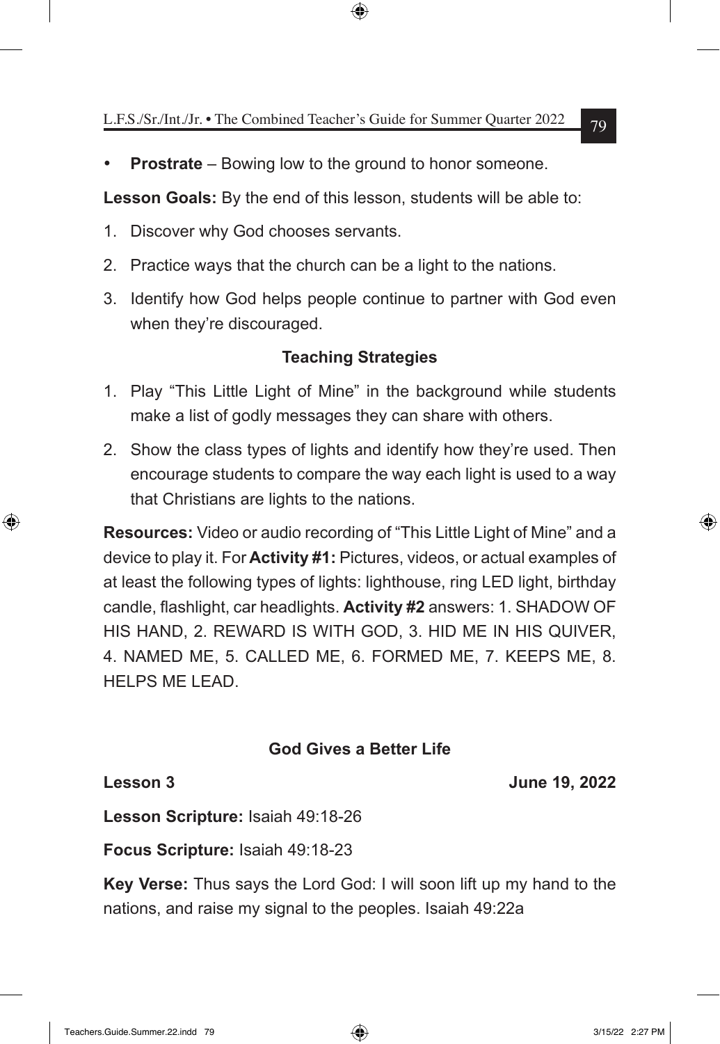- **Prostrate** – Bowing low to the ground to honor someone.

**Lesson Goals:** By the end of this lesson, students will be able to:

1. Discover why God chooses servants.
2. Practice ways that the church can be a light to the nations.
3. Identify how God helps people continue to partner with God even when they're discouraged.

**Teaching Strategies**

1. Play "This Little Light of Mine" in the background while students make a list of godly messages they can share with others.
2. Show the class types of lights and identify how they're used. Then encourage students to compare the way each light is used to a way that Christians are lights to the nations.

**Resources:** Video or audio recording of "This Little Light of Mine" and a device to play it. For **Activity #1:** Pictures, videos, or actual examples of at least the following types of lights: lighthouse, ring LED light, birthday candle, flashlight, car headlights. **Activity #2** answers: 1. SHADOW OF HIS HAND, 2. REWARD IS WITH GOD, 3. HID ME IN HIS QUIVER, 4. NAMED ME, 5. CALLED ME, 6. FORMED ME, 7. KEEPS ME, 8. HELPS ME LEAD.

## God Gives a Better Life

**Lesson 3** **June 19, 2022**

**Lesson Scripture:** Isaiah 49:18-26

**Focus Scripture:** Isaiah 49:18-23

**Key Verse:** Thus says the Lord God: I will soon lift up my hand to the nations, and raise my signal to the peoples. Isaiah 49:22a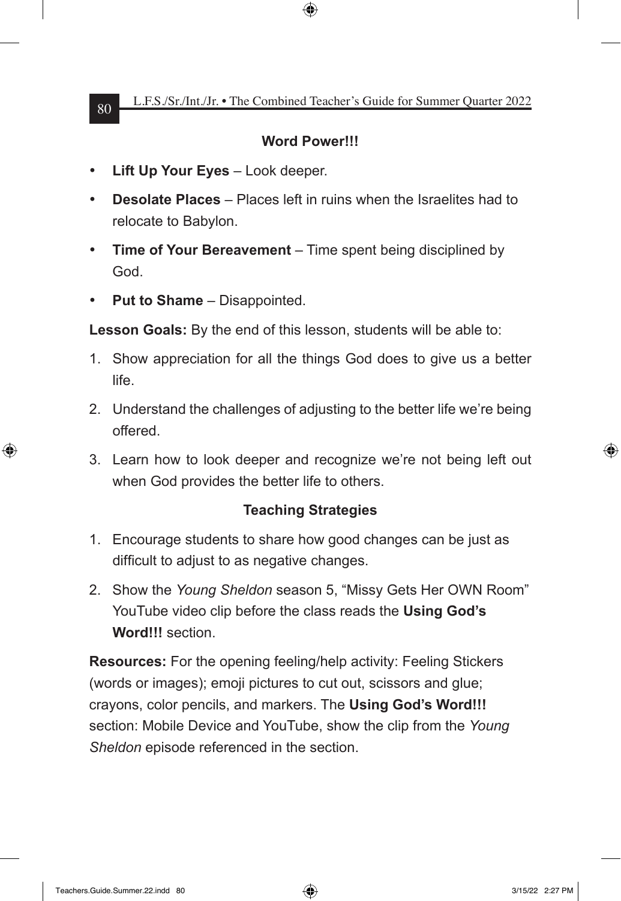### Word Power!!!

- **Lift Up Your Eyes** – Look deeper.
- **Desolate Places** – Places left in ruins when the Israelites had to relocate to Babylon.
- **Time of Your Bereavement** – Time spent being disciplined by God.
- **Put to Shame** – Disappointed.

**Lesson Goals:** By the end of this lesson, students will be able to:

1. Show appreciation for all the things God does to give us a better life.
2. Understand the challenges of adjusting to the better life we're being offered.
3. Learn how to look deeper and recognize we're not being left out when God provides the better life to others.

### Teaching Strategies

1. Encourage students to share how good changes can be just as difficult to adjust to as negative changes.
2. Show the *Young Sheldon* season 5, "Missy Gets Her OWN Room" YouTube video clip before the class reads the **Using God's Word!!!** section.

**Resources:** For the opening feeling/help activity: Feeling Stickers (words or images); emoji pictures to cut out, scissors and glue; crayons, color pencils, and markers. The **Using God's Word!!!** section: Mobile Device and YouTube, show the clip from the *Young Sheldon* episode referenced in the section.